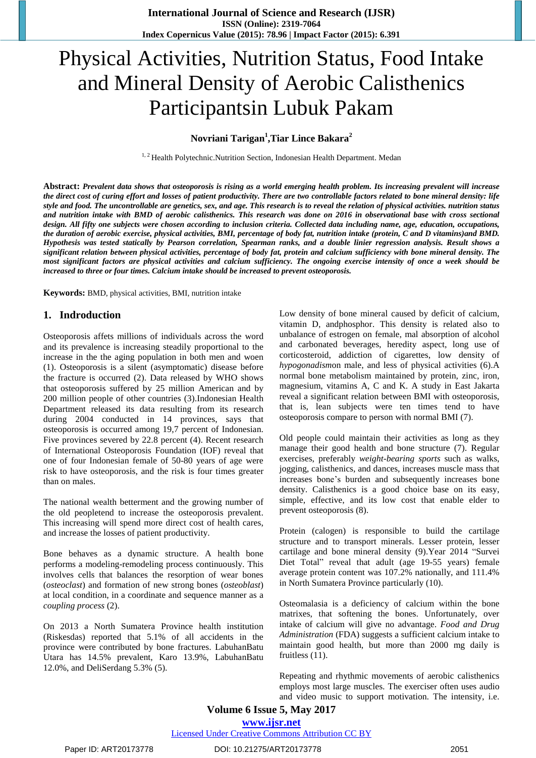# Physical Activities, Nutrition Status, Food Intake and Mineral Density of Aerobic Calisthenics Participantsin Lubuk Pakam

**Novriani Tarigan[1],Tiar Lince Bakara[2]**

[1, 2] Health Polytechnic.Nutrition Section, Indonesian Health Department. Medan

**Abstract:** ***Prevalent data shows that osteoporosis is rising as a world emerging health problem. Its increasing prevalent will increase the direct cost of curing effort and losses of patient productivity. There are two controllable factors related to bone mineral density: life style and food. The uncontrollable are genetics, sex, and age. This research is to reveal the relation of physical activities. nutrition status and nutrition intake with BMD of aerobic calisthenics. This research was done on 2016 in observational base with cross sectional design. All fifty one subjects were chosen according to inclusion criteria. Collected data including name, age, education, occupations, the duration of aerobic exercise, physical activities, BMI, percentage of body fat, nutrition intake (protein, C and D vitamins)and BMD. Hypothesis was tested statically by Pearson correlation, Spearman ranks, and a double linier regression analysis. Result shows a significant relation between physical activities, percentage of body fat, protein and calcium sufficiency with bone mineral density. The most significant factors are physical activities and calcium sufficiency. The ongoing exercise intensity of once a week should be increased to three or four times. Calcium intake should be increased to prevent osteoporosis.***

**Keywords:** BMD, physical activities, BMI, nutrition intake

## 1. Indroduction

Osteoporosis affets millions of individuals across the word and its prevalence is increasing steadily proportional to the increase in the the aging population in both men and woen (1). Osteoporosis is a silent (asymptomatic) disease before the fracture is occurred (2). Data released by WHO shows that osteoporosis suffered by 25 million American and by 200 million people of other countries (3).Indonesian Health Department released its data resulting from its research during 2004 conducted in 14 provinces, says that osteoporosis is occurred among 19,7 percent of Indonesian. Five provinces severed by 22.8 percent (4). Recent research of International Osteoporosis Foundation (IOF) reveal that one of four Indonesian female of 50-80 years of age were risk to have osteoporosis, and the risk is four times greater than on males.

The national wealth betterment and the growing number of the old peopletend to increase the osteoporosis prevalent. This increasing will spend more direct cost of health cares, and increase the losses of patient productivity.

Bone behaves as a dynamic structure. A health bone performs a modeling-remodeling process continuously. This involves cells that balances the resorption of wear bones (*osteoclast*) and formation of new strong bones (*osteoblast*) at local condition, in a coordinate and sequence manner as a *coupling process* (2).

On 2013 a North Sumatera Province health institution (Riskesdas) reported that 5.1% of all accidents in the province were contributed by bone fractures. LabuhanBatu Utara has 14.5% prevalent, Karo 13.9%, LabuhanBatu 12.0%, and DeliSerdang 5.3% (5).

Low density of bone mineral caused by deficit of calcium, vitamin D, andphosphor. This density is related also to unbalance of estrogen on female, mal absorption of alcohol and carbonated beverages, heredity aspect, long use of corticosteroid, addiction of cigarettes, low density of *hypogonadism*on male, and less of physical activities (6).A normal bone metabolism maintained by protein, zinc, iron, magnesium, vitamins A, C and K. A study in East Jakarta reveal a significant relation between BMI with osteoporosis, that is, lean subjects were ten times tend to have osteoporosis compare to person with normal BMI (7).

Old people could maintain their activities as long as they manage their good health and bone structure (7). Regular exercises, preferably *weight-bearing sports* such as walks, jogging, calisthenics, and dances, increases muscle mass that increases bone's burden and subsequently increases bone density. Calisthenics is a good choice base on its easy, simple, effective, and its low cost that enable elder to prevent osteoporosis (8).

Protein (calogen) is responsible to build the cartilage structure and to transport minerals. Lesser protein, lesser cartilage and bone mineral density (9).Year 2014 "Survei Diet Total" reveal that adult (age 19-55 years) female average protein content was 107.2% nationally, and 111.4% in North Sumatera Province particularly (10).

Osteomalasia is a deficiency of calcium within the bone matrixes, that softening the bones. Unfortunately, over intake of calcium will give no advantage. *Food and Drug Administration* (FDA) suggests a sufficient calcium intake to maintain good health, but more than 2000 mg daily is fruitless (11).

Repeating and rhythmic movements of aerobic calisthenics employs most large muscles. The exerciser often uses audio and video music to support motivation. The intensity, i.e.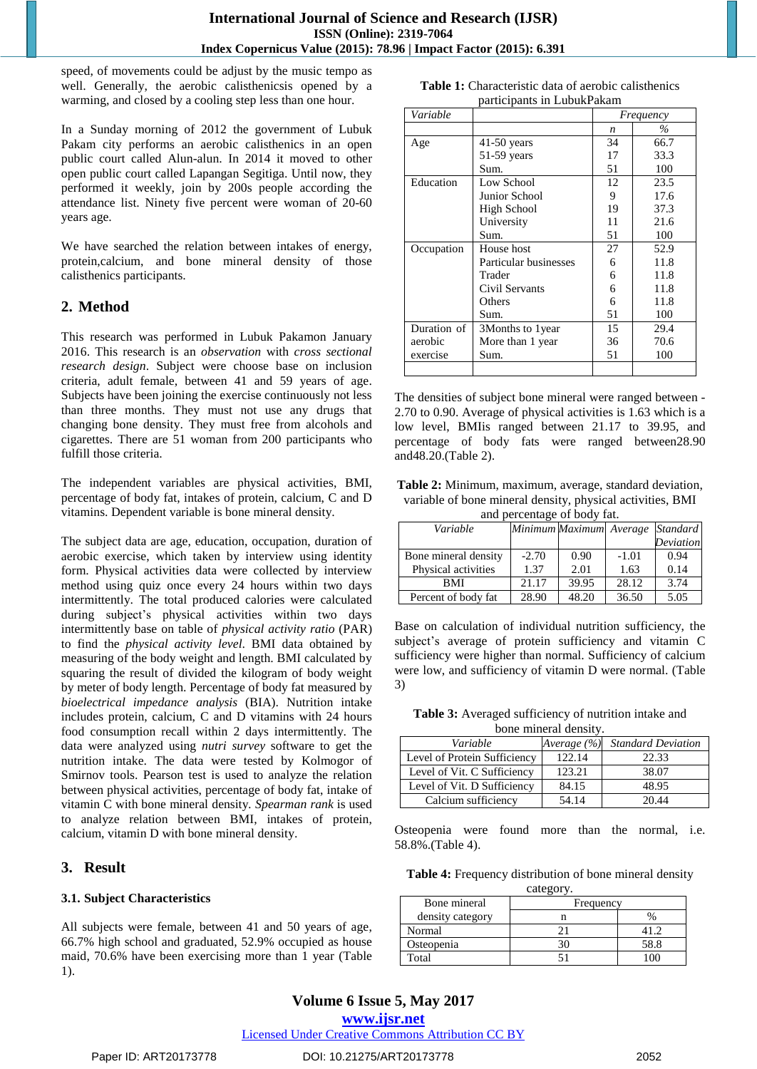speed, of movements could be adjust by the music tempo as well. Generally, the aerobic calisthenicsis opened by a warming, and closed by a cooling step less than one hour.

In a Sunday morning of 2012 the government of Lubuk Pakam city performs an aerobic calisthenics in an open public court called Alun-alun. In 2014 it moved to other open public court called Lapangan Segitiga. Until now, they performed it weekly, join by 200s people according the attendance list. Ninety five percent were woman of 20-60 years age.

We have searched the relation between intakes of energy, protein,calcium, and bone mineral density of those calisthenics participants.

## 2. Method

This research was performed in Lubuk Pakamon January 2016. This research is an *observation* with *cross sectional research design*. Subject were choose base on inclusion criteria, adult female, between 41 and 59 years of age. Subjects have been joining the exercise continuously not less than three months. They must not use any drugs that changing bone density. They must free from alcohols and cigarettes. There are 51 woman from 200 participants who fulfill those criteria.

The independent variables are physical activities, BMI, percentage of body fat, intakes of protein, calcium, C and D vitamins. Dependent variable is bone mineral density.

The subject data are age, education, occupation, duration of aerobic exercise, which taken by interview using identity form. Physical activities data were collected by interview method using quiz once every 24 hours within two days intermittently. The total produced calories were calculated during subject's physical activities within two days intermittently base on table of *physical activity ratio* (PAR) to find the *physical activity level*. BMI data obtained by measuring of the body weight and length. BMI calculated by squaring the result of divided the kilogram of body weight by meter of body length. Percentage of body fat measured by *bioelectrical impedance analysis* (BIA). Nutrition intake includes protein, calcium, C and D vitamins with 24 hours food consumption recall within 2 days intermittently. The data were analyzed using *nutri survey* software to get the nutrition intake. The data were tested by Kolmogor of Smirnov tools. Pearson test is used to analyze the relation between physical activities, percentage of body fat, intake of vitamin C with bone mineral density. *Spearman rank* is used to analyze relation between BMI, intakes of protein, calcium, vitamin D with bone mineral density.

## 3. Result

### 3.1. Subject Characteristics

All subjects were female, between 41 and 50 years of age, 66.7% high school and graduated, 52.9% occupied as house maid, 70.6% have been exercising more than 1 year (Table 1).

**Table 1:** Characteristic data of aerobic calisthenics participants in LubukPakam

| *Variable* | | *Frequency* | |
|---|---|---|---|
| | | *n* | *%* |
| Age | 41-50 years | 34 | 66.7 |
| | 51-59 years | 17 | 33.3 |
| | Sum. | 51 | 100 |
| Education | Low School | 12 | 23.5 |
| | Junior School | 9 | 17.6 |
| | High School | 19 | 37.3 |
| | University | 11 | 21.6 |
| | Sum. | 51 | 100 |
| Occupation | House host | 27 | 52.9 |
| | Particular businesses | 6 | 11.8 |
| | Trader | 6 | 11.8 |
| | Civil Servants | 6 | 11.8 |
| | Others | 6 | 11.8 |
| | Sum. | 51 | 100 |
| Duration of aerobic exercise | 3Months to 1year | 15 | 29.4 |
| | More than 1 year | 36 | 70.6 |
| | Sum. | 51 | 100 |

The densities of subject bone mineral were ranged between -2.70 to 0.90. Average of physical activities is 1.63 which is a low level, BMIis ranged between 21.17 to 39.95, and percentage of body fats were ranged between28.90 and48.20.(Table 2).

**Table 2:** Minimum, maximum, average, standard deviation, variable of bone mineral density, physical activities, BMI and percentage of body fat.

| *Variable* | *Minimum* | *Maximum* | *Average* | *Standard Deviation* |
|---|---|---|---|---|
| Bone mineral density | -2.70 | 0.90 | -1.01 | 0.94 |
| Physical activities | 1.37 | 2.01 | 1.63 | 0.14 |
| BMI | 21.17 | 39.95 | 28.12 | 3.74 |
| Percent of body fat | 28.90 | 48.20 | 36.50 | 5.05 |

Base on calculation of individual nutrition sufficiency, the subject's average of protein sufficiency and vitamin C sufficiency were higher than normal. Sufficiency of calcium were low, and sufficiency of vitamin D were normal. (Table 3)

**Table 3:** Averaged sufficiency of nutrition intake and bone mineral density.

| *Variable* | *Average (%)* | *Standard Deviation* |
|---|---|---|
| Level of Protein Sufficiency | 122.14 | 22.33 |
| Level of Vit. C Sufficiency | 123.21 | 38.07 |
| Level of Vit. D Sufficiency | 84.15 | 48.95 |
| Calcium sufficiency | 54.14 | 20.44 |

Osteopenia were found more than the normal, i.e. 58.8%.(Table 4).

**Table 4:** Frequency distribution of bone mineral density category.

| Bone mineral density category | Frequency | |
|---|---|---|
| | n | % |
| Normal | 21 | 41.2 |
| Osteopenia | 30 | 58.8 |
| Total | 51 | 100 |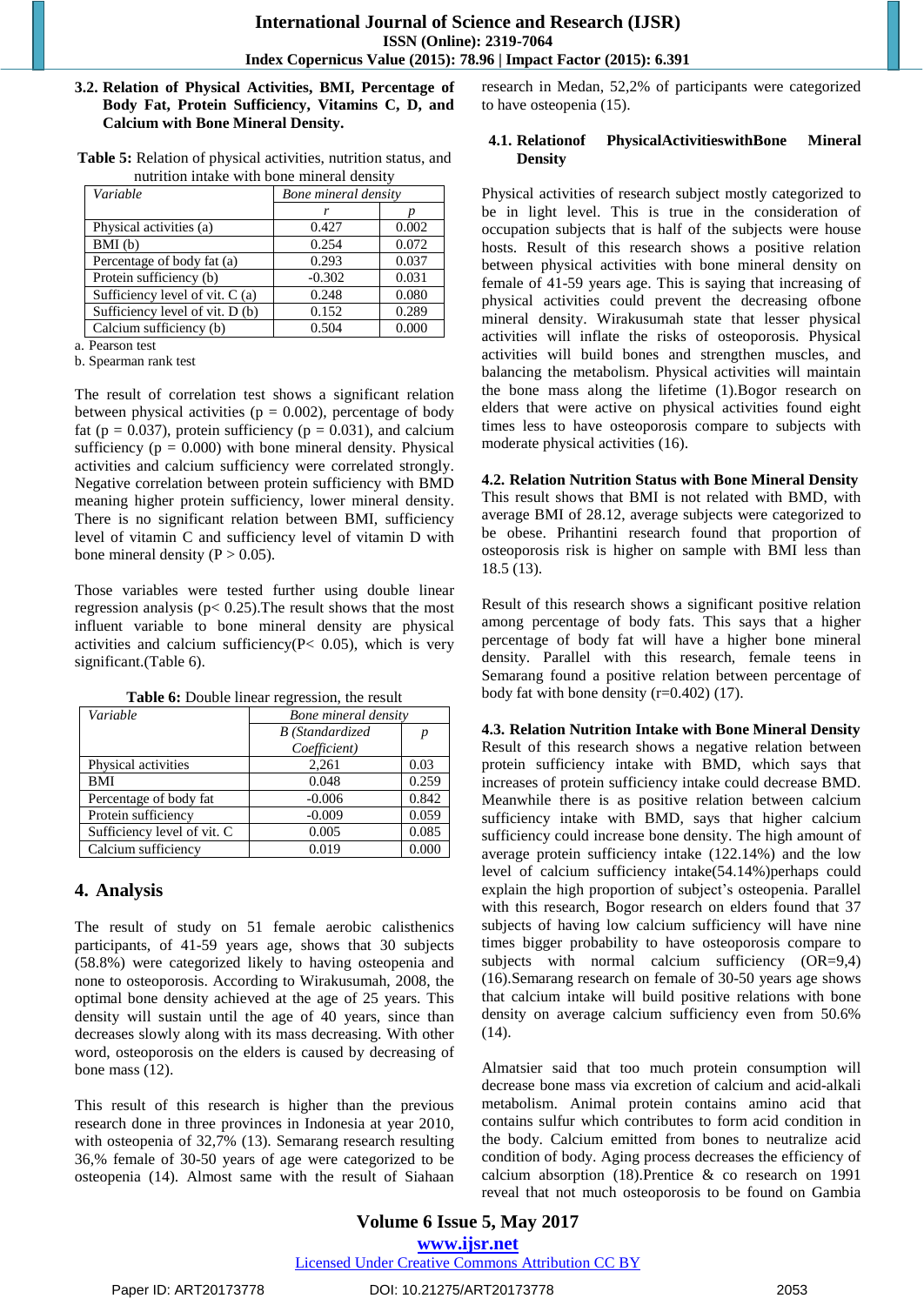### 3.2. Relation of Physical Activities, BMI, Percentage of Body Fat, Protein Sufficiency, Vitamins C, D, and Calcium with Bone Mineral Density.

**Table 5:** Relation of physical activities, nutrition status, and nutrition intake with bone mineral density

| *Variable* | *Bone mineral density* | |
|---|---|---|
| | *r* | *p* |
| Physical activities (a) | 0.427 | 0.002 |
| BMI (b) | 0.254 | 0.072 |
| Percentage of body fat (a) | 0.293 | 0.037 |
| Protein sufficiency (b) | -0.302 | 0.031 |
| Sufficiency level of vit. C (a) | 0.248 | 0.080 |
| Sufficiency level of vit. D (b) | 0.152 | 0.289 |
| Calcium sufficiency (b) | 0.504 | 0.000 |

a. Pearson test
b. Spearman rank test

The result of correlation test shows a significant relation between physical activities ($p = 0.002$), percentage of body fat ($p = 0.037$), protein sufficiency ($p = 0.031$), and calcium sufficiency ($p = 0.000$) with bone mineral density. Physical activities and calcium sufficiency were correlated strongly. Negative correlation between protein sufficiency with BMD meaning higher protein sufficiency, lower mineral density. There is no significant relation between BMI, sufficiency level of vitamin C and sufficiency level of vitamin D with bone mineral density ($P > 0.05$).

Those variables were tested further using double linear regression analysis ($p < 0.25$).The result shows that the most influent variable to bone mineral density are physical activities and calcium sufficiency($P < 0.05$), which is very significant.(Table 6).

**Table 6:** Double linear regression, the result

| *Variable* | *Bone mineral density* | |
|---|---|---|
| | *B (Standardized Coefficient)* | *p* |
| Physical activities | 2,261 | 0.03 |
| BMI | 0.048 | 0.259 |
| Percentage of body fat | -0.006 | 0.842 |
| Protein sufficiency | -0.009 | 0.059 |
| Sufficiency level of vit. C | 0.005 | 0.085 |
| Calcium sufficiency | 0.019 | 0.000 |

## 4. Analysis

The result of study on 51 female aerobic calisthenics participants, of 41-59 years age, shows that 30 subjects (58.8%) were categorized likely to having osteopenia and none to osteoporosis. According to Wirakusumah, 2008, the optimal bone density achieved at the age of 25 years. This density will sustain until the age of 40 years, since than decreases slowly along with its mass decreasing. With other word, osteoporosis on the elders is caused by decreasing of bone mass (12).

This result of this research is higher than the previous research done in three provinces in Indonesia at year 2010, with osteopenia of 32,7% (13). Semarang research resulting 36,% female of 30-50 years of age were categorized to be osteopenia (14). Almost same with the result of Siahaan research in Medan, 52,2% of participants were categorized to have osteopenia (15).

### 4.1. Relationof PhysicalActivitieswithBone Mineral Density

Physical activities of research subject mostly categorized to be in light level. This is true in the consideration of occupation subjects that is half of the subjects were house hosts. Result of this research shows a positive relation between physical activities with bone mineral density on female of 41-59 years age. This is saying that increasing of physical activities could prevent the decreasing ofbone mineral density. Wirakusumah state that lesser physical activities will inflate the risks of osteoporosis. Physical activities will build bones and strengthen muscles, and balancing the metabolism. Physical activities will maintain the bone mass along the lifetime (1).Bogor research on elders that were active on physical activities found eight times less to have osteoporosis compare to subjects with moderate physical activities (16).

### 4.2. Relation Nutrition Status with Bone Mineral Density

This result shows that BMI is not related with BMD, with average BMI of 28.12, average subjects were categorized to be obese. Prihantini research found that proportion of osteoporosis risk is higher on sample with BMI less than 18.5 (13).

Result of this research shows a significant positive relation among percentage of body fats. This says that a higher percentage of body fat will have a higher bone mineral density. Parallel with this research, female teens in Semarang found a positive relation between percentage of body fat with bone density ($r=0.402$) (17).

### 4.3. Relation Nutrition Intake with Bone Mineral Density

Result of this research shows a negative relation between protein sufficiency intake with BMD, which says that increases of protein sufficiency intake could decrease BMD. Meanwhile there is as positive relation between calcium sufficiency intake with BMD, says that higher calcium sufficiency could increase bone density. The high amount of average protein sufficiency intake (122.14%) and the low level of calcium sufficiency intake(54.14%)perhaps could explain the high proportion of subject's osteopenia. Parallel with this research, Bogor research on elders found that 37 subjects of having low calcium sufficiency will have nine times bigger probability to have osteoporosis compare to subjects with normal calcium sufficiency (OR=9,4) (16).Semarang research on female of 30-50 years age shows that calcium intake will build positive relations with bone density on average calcium sufficiency even from 50.6% (14).

Almatsier said that too much protein consumption will decrease bone mass via excretion of calcium and acid-alkali metabolism. Animal protein contains amino acid that contains sulfur which contributes to form acid condition in the body. Calcium emitted from bones to neutralize acid condition of body. Aging process decreases the efficiency of calcium absorption (18).Prentice & co research on 1991 reveal that not much osteoporosis to be found on Gambia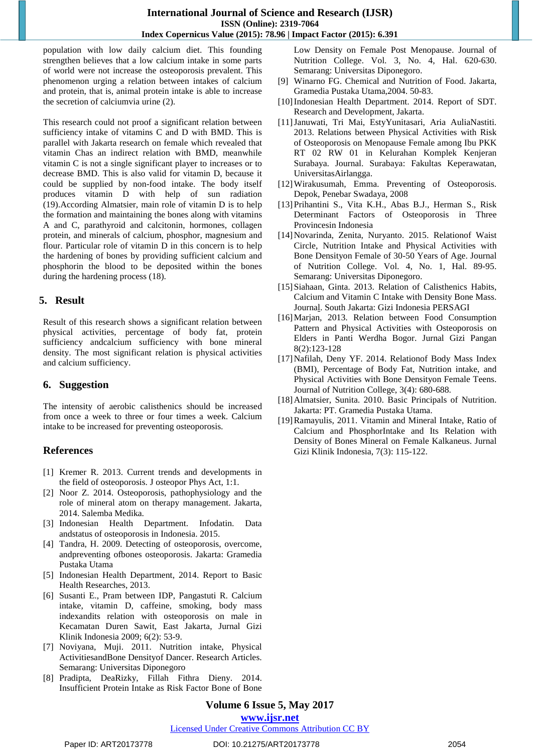population with low daily calcium diet. This founding strengthen believes that a low calcium intake in some parts of world were not increase the osteoporosis prevalent. This phenomenon urging a relation between intakes of calcium and protein, that is, animal protein intake is able to increase the secretion of calciumvia urine (2).

This research could not proof a significant relation between sufficiency intake of vitamins C and D with BMD. This is parallel with Jakarta research on female which revealed that vitamin Chas an indirect relation with BMD, meanwhile vitamin C is not a single significant player to increases or to decrease BMD. This is also valid for vitamin D, because it could be supplied by non-food intake. The body itself produces vitamin D with help of sun radiation (19).According Almatsier, main role of vitamin D is to help the formation and maintaining the bones along with vitamins A and C, parathyroid and calcitonin, hormones, collagen protein, and minerals of calcium, phosphor, magnesium and flour. Particular role of vitamin D in this concern is to help the hardening of bones by providing sufficient calcium and phosphorin the blood to be deposited within the bones during the hardening process (18).

## 5. Result

Result of this research shows a significant relation between physical activities, percentage of body fat, protein sufficiency andcalcium sufficiency with bone mineral density. The most significant relation is physical activities and calcium sufficiency.

## 6. Suggestion

The intensity of aerobic calisthenics should be increased from once a week to three or four times a week. Calcium intake to be increased for preventing osteoporosis.

## References

[1] Kremer R. 2013. Current trends and developments in the field of osteoporosis. J osteopor Phys Act, 1:1.

[2] Noor Z. 2014. Osteoporosis, pathophysiology and the role of mineral atom on therapy management. Jakarta, 2014. Salemba Medika.

[3] Indonesian Health Department. Infodatin. Data andstatus of osteoporosis in Indonesia. 2015.

[4] Tandra, H. 2009. Detecting of osteoporosis, overcome, andpreventing ofbones osteoporosis. Jakarta: Gramedia Pustaka Utama

[5] Indonesian Health Department, 2014. Report to Basic Health Researches, 2013.

[6] Susanti E., Pram between IDP, Pangastuti R. Calcium intake, vitamin D, caffeine, smoking, body mass indexandits relation with osteoporosis on male in Kecamatan Duren Sawit, East Jakarta, Jurnal Gizi Klinik Indonesia 2009; 6(2): 53-9.

[7] Noviyana, Muji. 2011. Nutrition intake, Physical ActivitiesandBone Densityof Dancer. Research Articles. Semarang: Universitas Diponegoro

[8] Pradipta, DeaRizky, Fillah Fithra Dieny. 2014. Insufficient Protein Intake as Risk Factor Bone of Bone Low Density on Female Post Menopause. Journal of Nutrition College. Vol. 3, No. 4, Hal. 620-630. Semarang: Universitas Diponegoro.

[9] Winarno FG. Chemical and Nutrition of Food. Jakarta, Gramedia Pustaka Utama,2004. 50-83.

[10] Indonesian Health Department. 2014. Report of SDT. Research and Development, Jakarta.

[11] Januwati, Tri Mai, EstyYunitasari, Aria AuliaNastiti. 2013. Relations between Physical Activities with Risk of Osteoporosis on Menopause Female among Ibu PKK RT 02 RW 01 in Kelurahan Komplek Kenjeran Surabaya. Journal. Surabaya: Fakultas Keperawatan, UniversitasAirlangga.

[12] Wirakusumah, Emma. Preventing of Osteoporosis. Depok, Penebar Swadaya, 2008

[13] Prihantini S., Vita K.H., Abas B.J., Herman S., Risk Determinant Factors of Osteoporosis in Three Provincesin Indonesia

[14] Novarinda, Zenita, Nuryanto. 2015. Relationof Waist Circle, Nutrition Intake and Physical Activities with Bone Densityon Female of 30-50 Years of Age. Journal of Nutrition College. Vol. 4, No. 1, Hal. 89-95. Semarang: Universitas Diponegoro.

[15] Siahaan, Ginta. 2013. Relation of Calisthenics Habits, Calcium and Vitamin C Intake with Density Bone Mass. Journal. South Jakarta: Gizi Indonesia PERSAGI

[16] Marjan, 2013. Relation between Food Consumption Pattern and Physical Activities with Osteoporosis on Elders in Panti Werdha Bogor. Jurnal Gizi Pangan 8(2):123-128

[17] Nafilah, Deny YF. 2014. Relationof Body Mass Index (BMI), Percentage of Body Fat, Nutrition intake, and Physical Activities with Bone Densityon Female Teens. Journal of Nutrition College, 3(4): 680-688.

[18] Almatsier, Sunita. 2010. Basic Principals of Nutrition. Jakarta: PT. Gramedia Pustaka Utama.

[19] Ramayulis, 2011. Vitamin and Mineral Intake, Ratio of Calcium and PhosphorIntake and Its Relation with Density of Bones Mineral on Female Kalkaneus. Jurnal Gizi Klinik Indonesia, 7(3): 115-122.